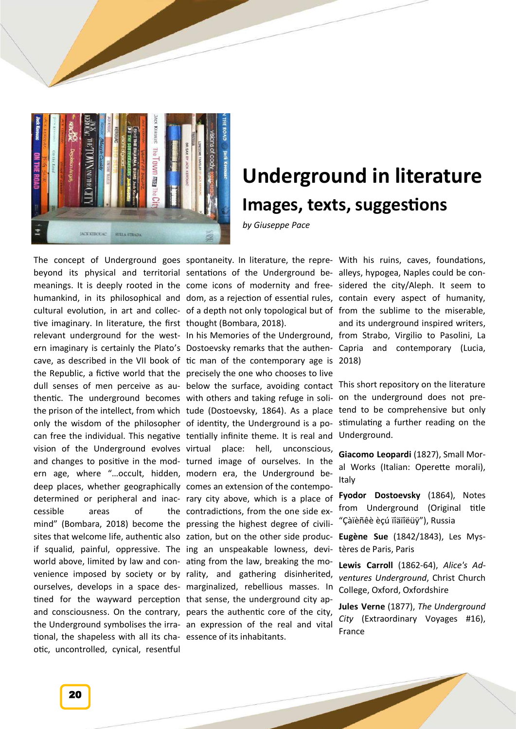# Underground in literature

## Images, texts, suggestions

*by Giuseppe Pace*

The concept of Underground goes beyond its physical and territorial meanings. It is deeply rooted in the humankind, in its philosophical and cultural evolution, in art and collective imaginary. In literature, the first relevant underground for the western imaginary is certainly the Plato's cave, as described in the VII book of the Republic, a fictive world that the dull senses of men perceive as authentic. The underground becomes the prison of the intellect, from which only the wisdom of the philosopher can free the individual. This negative vision of the Underground evolves and changes to positive in the modern age, where "…occult, hidden, deep places, whether geographically determined or peripheral and inaccessible areas of the mind" (Bombara, 2018) become the sites that welcome life, authentic also if squalid, painful, oppressive. The world above, limited by law and convenience imposed by society or by ourselves, develops in a space destined for the wayward perception and consciousness. On the contrary, the Underground symbolises the irrational, the shapeless with all its chaotic, uncontrolled, cynical, resentful spontaneity. In literature, the representations of the Underground become icons of modernity and freedom, as a rejection of essential rules, of a depth not only topological but of thought (Bombara, 2018).

In his Memories of the Underground, Dostoevsky remarks that the authentic man of the contemporary age is precisely the one who chooses to live below the surface, avoiding contact with others and taking refuge in solitude (Dostoevsky, 1864). As a place of identity, the Underground is a potentially infinite theme. It is real and virtual place: hell, unconscious, turned image of ourselves. In the modern era, the Underground becomes an extension of the contemporary city above, which is a place of contradictions, from the one side expressing the highest degree of civilization, but on the other side producing an unspeakable lowness, deviating from the law, breaking the morality, and gathering disinherited, marginalized, rebellious masses. In that sense, the underground city appears the authentic core of the city, an expression of the real and vital essence of its inhabitants.

With his ruins, caves, foundations, alleys, hypogea, Naples could be considered the city/Aleph. It seem to contain every aspect of humanity, from the sublime to the miserable, and its underground inspired writers, from Strabo, Virgilio to Pasolini, La Capria and contemporary (Lucia, 2018)

This short repository on the literature on the underground does not pretend to be comprehensive but only stimulating a further reading on the Underground.

**Giacomo Leopardi** (1827), Small Moral Works (Italian: Operette morali), Italy

**Fyodor Dostoevsky** (1864), Notes from Underground (Original title "Çàïèñêè èçú ïîäïîëüÿ"), Russia

**Eugène Sue** (1842/1843), Les Mystères de Paris, Paris

**Lewis Carroll** (1862-64), *Alice's Adventures Underground*, Christ Church College, Oxford, Oxfordshire

**Jules Verne** (1877), *The Underground City* (Extraordinary Voyages #16), France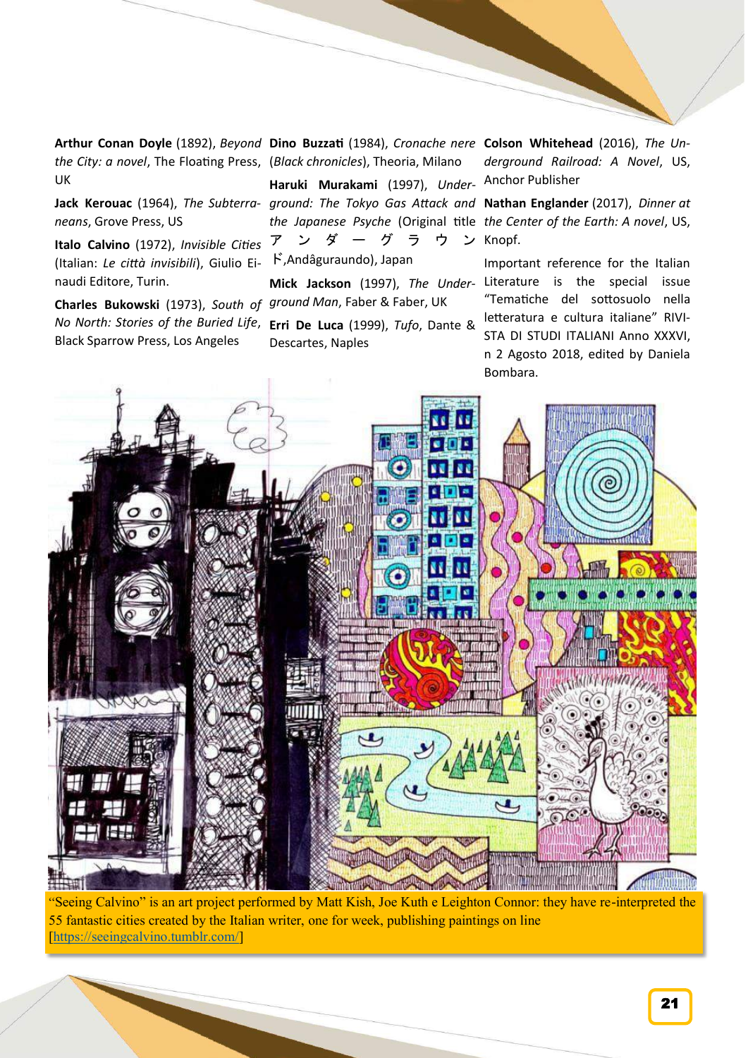**Arthur Conan Doyle** (1892), *Beyond the City: a novel*, The Floating Press, UK

**Jack Kerouac** (1964), *The Subterraneans*, Grove Press, US

**Italo Calvino** (1972), *Invisible Cities* (Italian: *Le città invisibili*), Giulio Einaudi Editore, Turin.

**Charles Bukowski** (1973), *South of No North: Stories of the Buried Life*, Black Sparrow Press, Los Angeles

**Dino Buzzati** (1984), *Cronache nere* (*Black chronicles*), Theoria, Milano

**Haruki Murakami** (1997), *Underground: The Tokyo Gas Attack and the Japanese Psyche* (Original title アンダーグラウンド,Andâguraundo), Japan

**Mick Jackson** (1997), *The Underground Man*, Faber & Faber, UK

**Erri De Luca** (1999), *Tufo*, Dante & Descartes, Naples

**Colson Whitehead** (2016), *The Underground Railroad: A Novel*, US, Anchor Publisher

**Nathan Englander** (2017), *Dinner at the Center of the Earth: A novel*, US, Knopf.

Important reference for the Italian Literature is the special issue "Tematiche del sottosuolo nella letteratura e cultura italiane" RIVISTA DI STUDI ITALIANI Anno XXXVI, n 2 Agosto 2018, edited by Daniela Bombara.

"Seeing Calvino" is an art project performed by Matt Kish, Joe Kuth e Leighton Connor: they have re-interpreted the 55 fantastic cities created by the Italian writer, one for week, publishing paintings on line [https://seeingcalvino.tumblr.com/]